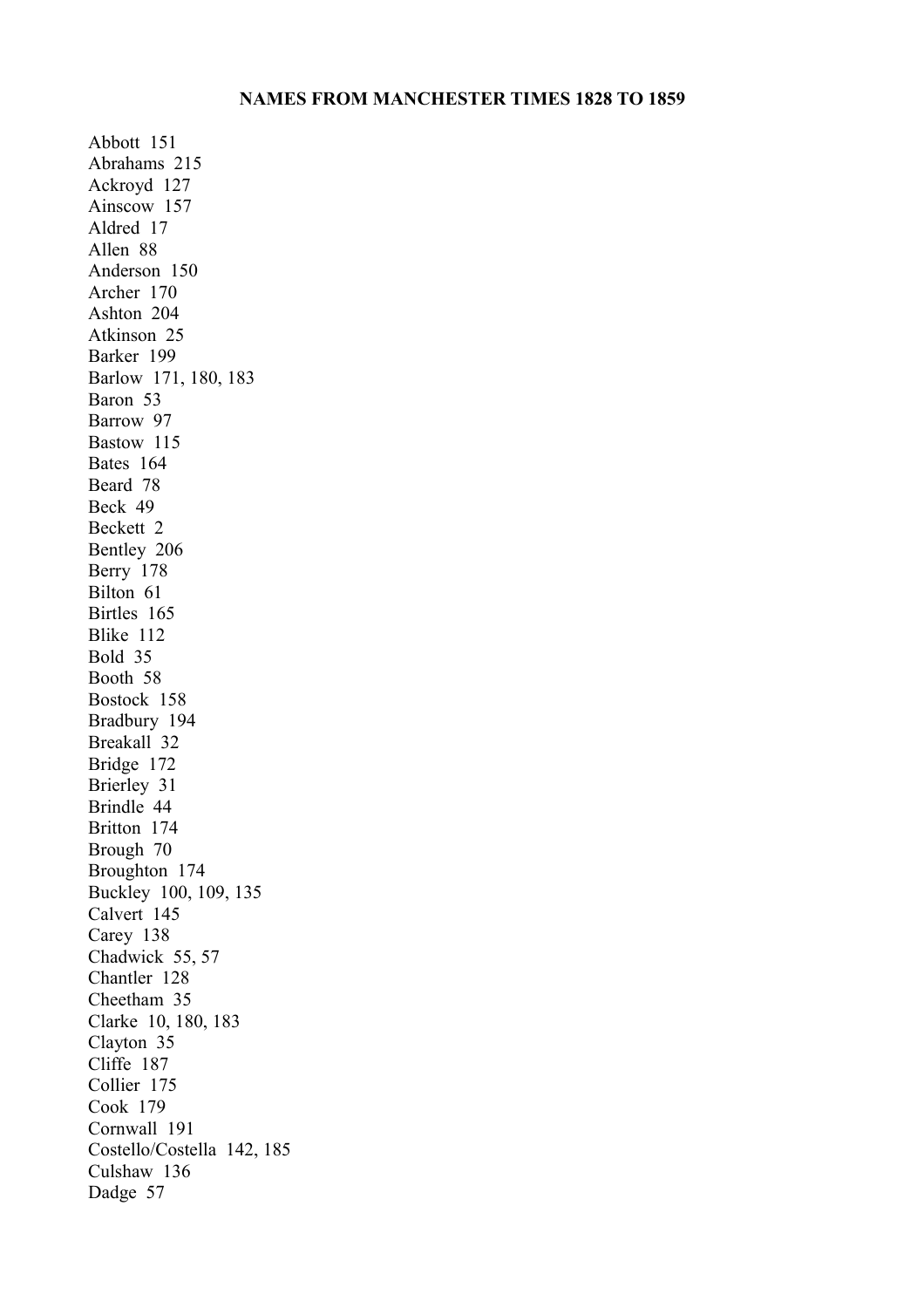# NAMES FROM MANCHESTER TIMES 1828 TO 1859

Abbott 151
Abrahams 215
Ackroyd 127
Ainscow 157
Aldred 17
Allen 88
Anderson 150
Archer 170
Ashton 204
Atkinson 25
Barker 199
Barlow 171, 180, 183
Baron 53
Barrow 97
Bastow 115
Bates 164
Beard 78
Beck 49
Beckett 2
Bentley 206
Berry 178
Bilton 61
Birtles 165
Blike 112
Bold 35
Booth 58
Bostock 158
Bradbury 194
Breakall 32
Bridge 172
Brierley 31
Brindle 44
Britton 174
Brough 70
Broughton 174
Buckley 100, 109, 135
Calvert 145
Carey 138
Chadwick 55, 57
Chantler 128
Cheetham 35
Clarke 10, 180, 183
Clayton 35
Cliffe 187
Collier 175
Cook 179
Cornwall 191
Costello/Costella 142, 185
Culshaw 136
Dadge 57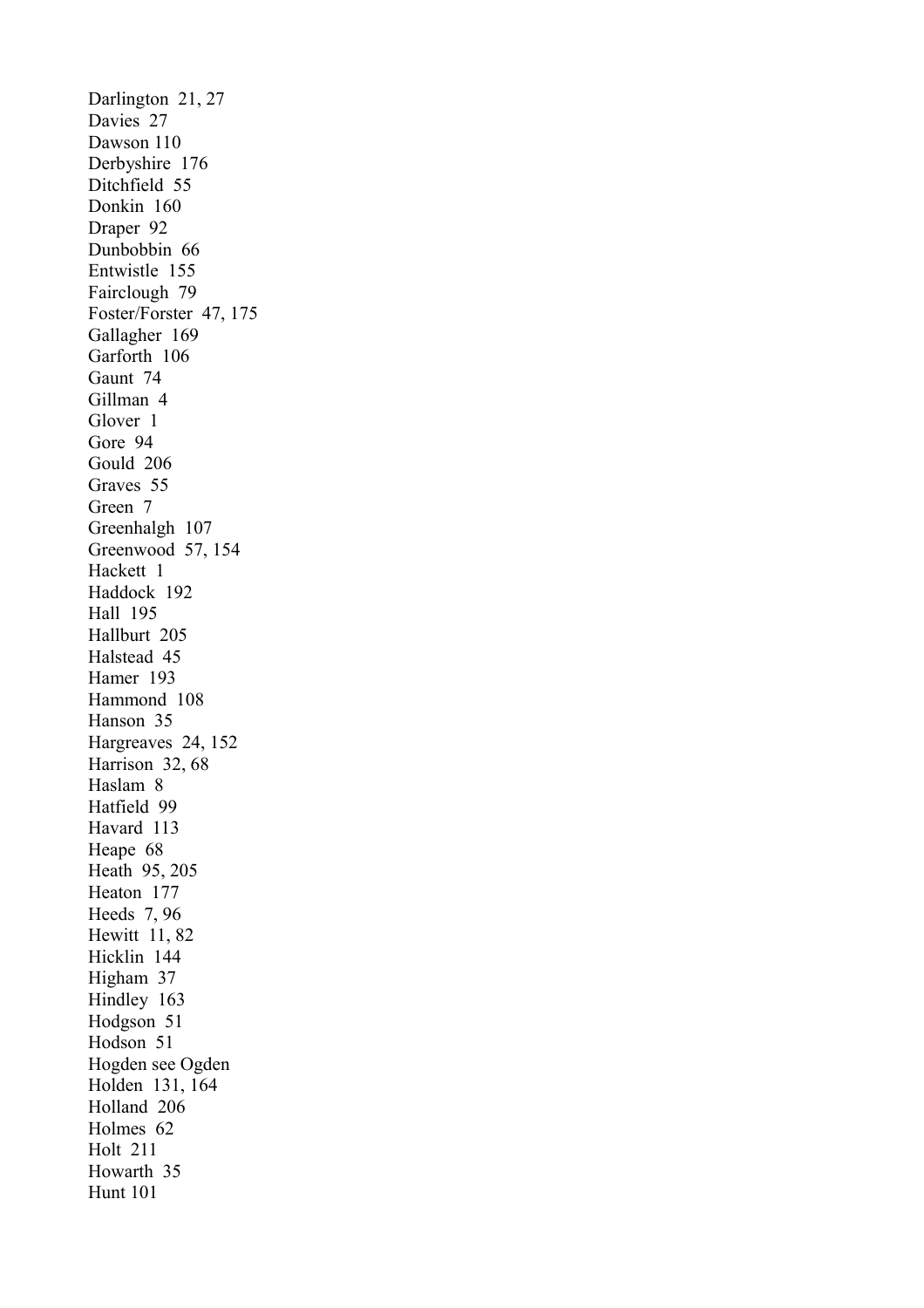Darlington 21, 27
Davies 27
Dawson 110
Derbyshire 176
Ditchfield 55
Donkin 160
Draper 92
Dunbobbin 66
Entwistle 155
Fairclough 79
Foster/Forster 47, 175
Gallagher 169
Garforth 106
Gaunt 74
Gillman 4
Glover 1
Gore 94
Gould 206
Graves 55
Green 7
Greenhalgh 107
Greenwood 57, 154
Hackett 1
Haddock 192
Hall 195
Hallburt 205
Halstead 45
Hamer 193
Hammond 108
Hanson 35
Hargreaves 24, 152
Harrison 32, 68
Haslam 8
Hatfield 99
Havard 113
Heape 68
Heath 95, 205
Heaton 177
Heeds 7, 96
Hewitt 11, 82
Hicklin 144
Higham 37
Hindley 163
Hodgson 51
Hodson 51
Hogden see Ogden
Holden 131, 164
Holland 206
Holmes 62
Holt 211
Howarth 35
Hunt 101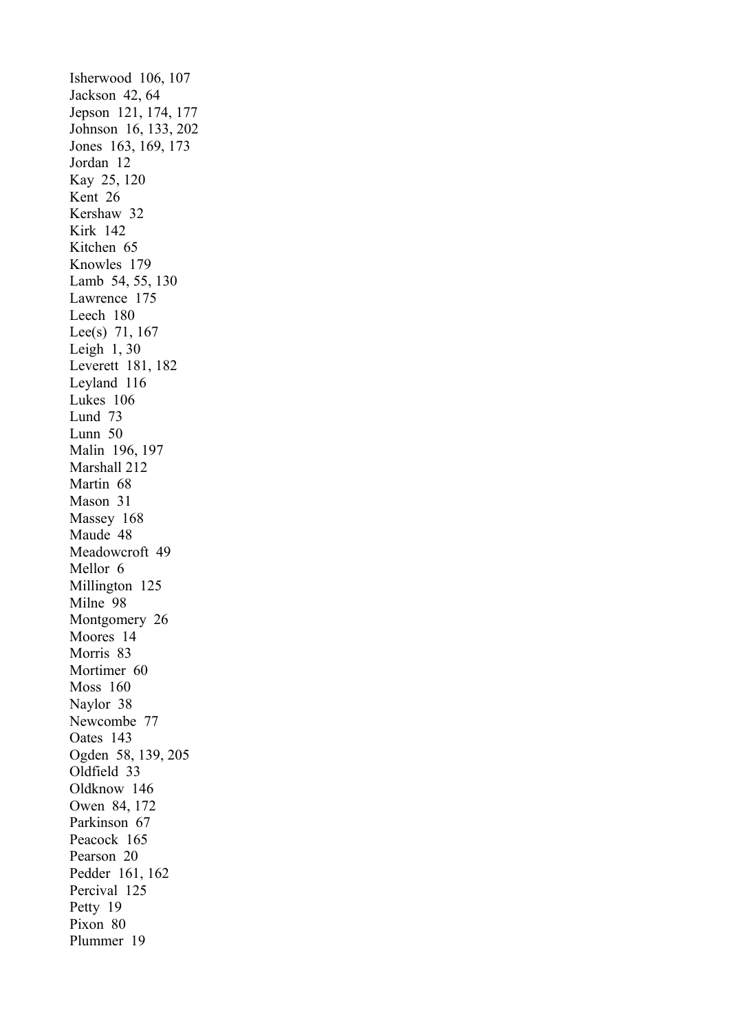Isherwood 106, 107
Jackson 42, 64
Jepson 121, 174, 177
Johnson 16, 133, 202
Jones 163, 169, 173
Jordan 12
Kay 25, 120
Kent 26
Kershaw 32
Kirk 142
Kitchen 65
Knowles 179
Lamb 54, 55, 130
Lawrence 175
Leech 180
Lee(s) 71, 167
Leigh 1, 30
Leverett 181, 182
Leyland 116
Lukes 106
Lund 73
Lunn 50
Malin 196, 197
Marshall 212
Martin 68
Mason 31
Massey 168
Maude 48
Meadowcroft 49
Mellor 6
Millington 125
Milne 98
Montgomery 26
Moores 14
Morris 83
Mortimer 60
Moss 160
Naylor 38
Newcombe 77
Oates 143
Ogden 58, 139, 205
Oldfield 33
Oldknow 146
Owen 84, 172
Parkinson 67
Peacock 165
Pearson 20
Pedder 161, 162
Percival 125
Petty 19
Pixon 80
Plummer 19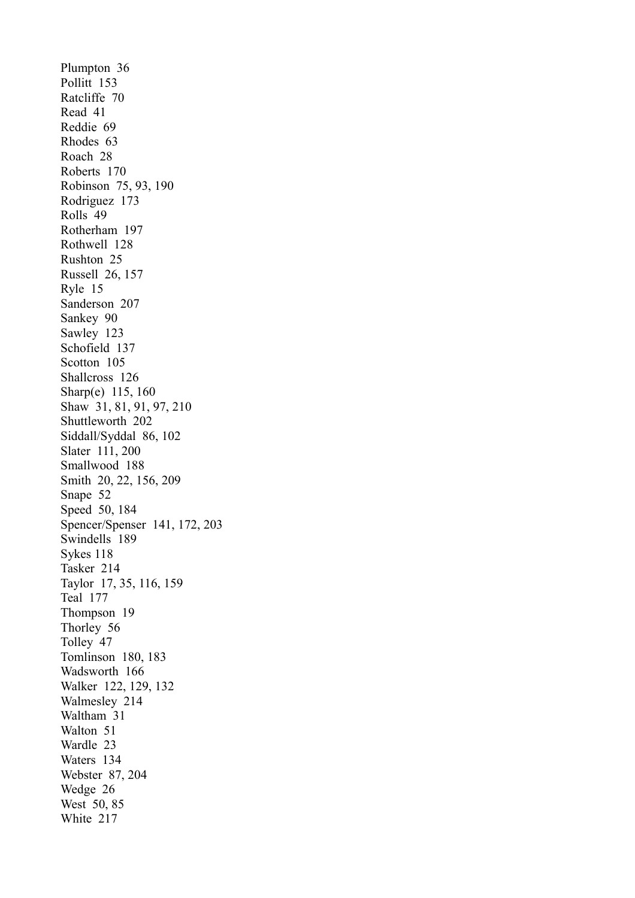Plumpton 36
Pollitt 153
Ratcliffe 70
Read 41
Reddie 69
Rhodes 63
Roach 28
Roberts 170
Robinson 75, 93, 190
Rodriguez 173
Rolls 49
Rotherham 197
Rothwell 128
Rushton 25
Russell 26, 157
Ryle 15
Sanderson 207
Sankey 90
Sawley 123
Schofield 137
Scotton 105
Shallcross 126
Sharp(e) 115, 160
Shaw 31, 81, 91, 97, 210
Shuttleworth 202
Siddall/Syddal 86, 102
Slater 111, 200
Smallwood 188
Smith 20, 22, 156, 209
Snape 52
Speed 50, 184
Spencer/Spenser 141, 172, 203
Swindells 189
Sykes 118
Tasker 214
Taylor 17, 35, 116, 159
Teal 177
Thompson 19
Thorley 56
Tolley 47
Tomlinson 180, 183
Wadsworth 166
Walker 122, 129, 132
Walmesley 214
Waltham 31
Walton 51
Wardle 23
Waters 134
Webster 87, 204
Wedge 26
West 50, 85
White 217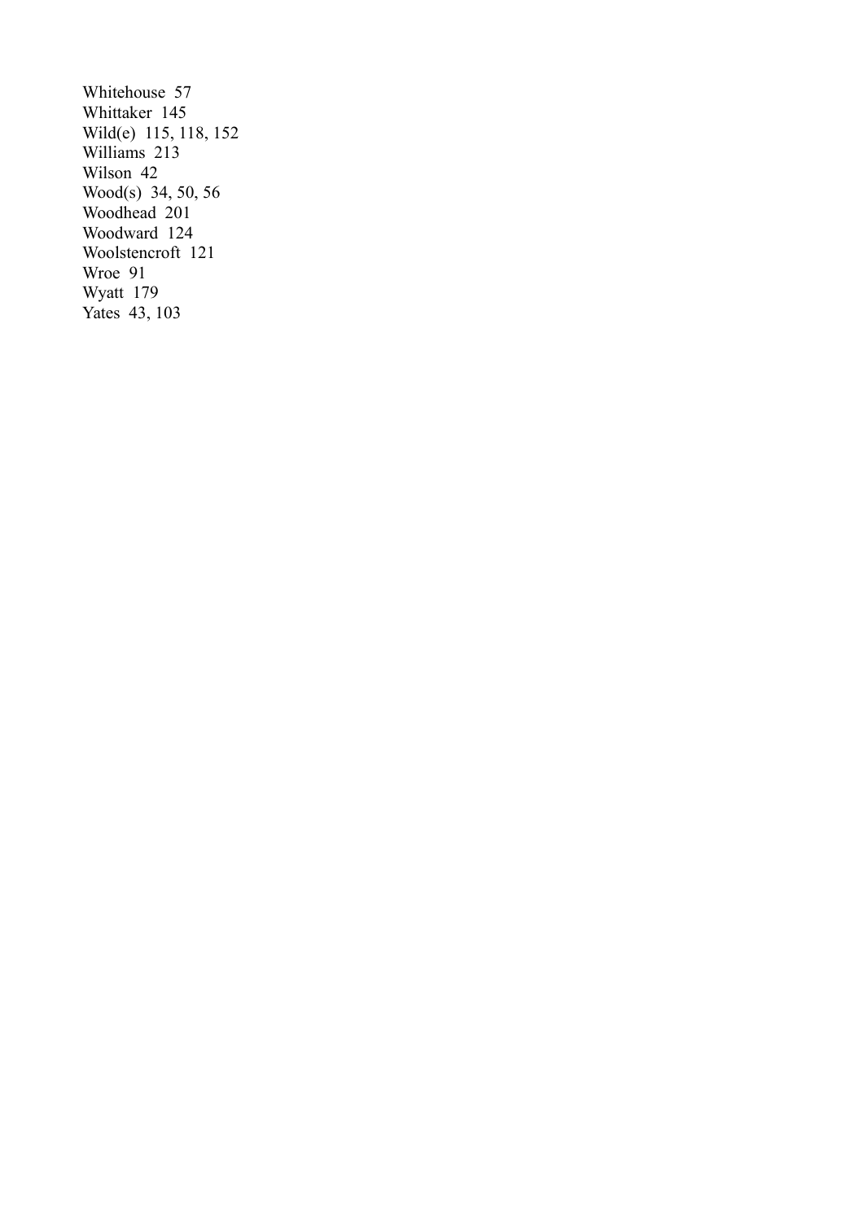Whitehouse  57
Whittaker  145
Wild(e)  115, 118, 152
Williams  213
Wilson  42
Wood(s)  34, 50, 56
Woodhead  201
Woodward  124
Woolstencroft  121
Wroe  91
Wyatt  179
Yates  43, 103